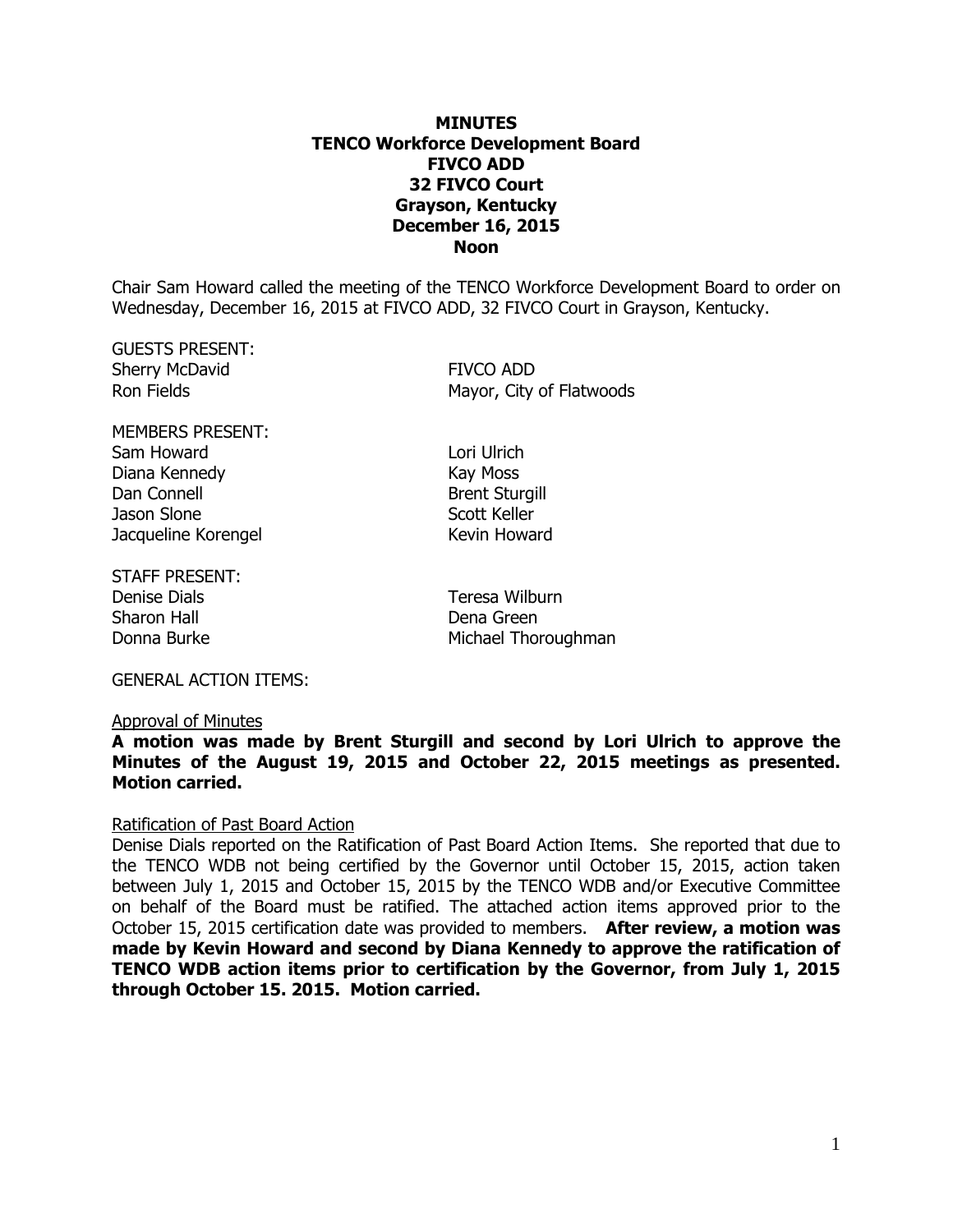**MINUTES**
**TENCO Workforce Development Board**
**FIVCO ADD**
**32 FIVCO Court**
**Grayson, Kentucky**
**December 16, 2015**
**Noon**

Chair Sam Howard called the meeting of the TENCO Workforce Development Board to order on Wednesday, December 16, 2015 at FIVCO ADD, 32 FIVCO Court in Grayson, Kentucky.

GUESTS PRESENT:

| | |
|---|---|
| Sherry McDavid | FIVCO ADD |
| Ron Fields | Mayor, City of Flatwoods |

MEMBERS PRESENT:

| | |
|---|---|
| Sam Howard | Lori Ulrich |
| Diana Kennedy | Kay Moss |
| Dan Connell | Brent Sturgill |
| Jason Slone | Scott Keller |
| Jacqueline Korengel | Kevin Howard |

STAFF PRESENT:

| | |
|---|---|
| Denise Dials | Teresa Wilburn |
| Sharon Hall | Dena Green |
| Donna Burke | Michael Thoroughman |

GENERAL ACTION ITEMS:

Approval of Minutes

**A motion was made by Brent Sturgill and second by Lori Ulrich to approve the Minutes of the August 19, 2015 and October 22, 2015 meetings as presented. Motion carried.**

Ratification of Past Board Action

Denise Dials reported on the Ratification of Past Board Action Items. She reported that due to the TENCO WDB not being certified by the Governor until October 15, 2015, action taken between July 1, 2015 and October 15, 2015 by the TENCO WDB and/or Executive Committee on behalf of the Board must be ratified. The attached action items approved prior to the October 15, 2015 certification date was provided to members. **After review, a motion was made by Kevin Howard and second by Diana Kennedy to approve the ratification of TENCO WDB action items prior to certification by the Governor, from July 1, 2015 through October 15. 2015. Motion carried.**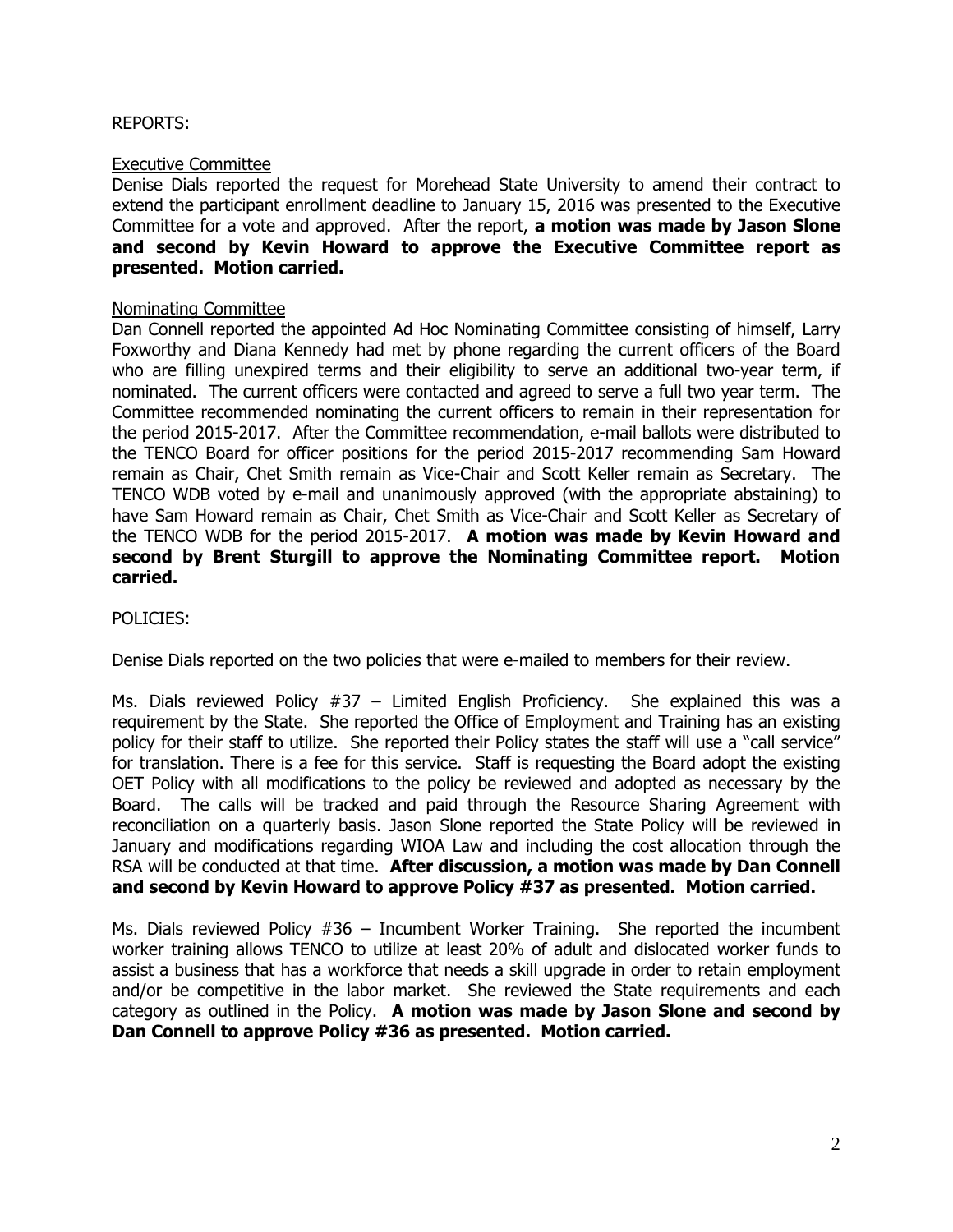REPORTS:

Executive Committee

Denise Dials reported the request for Morehead State University to amend their contract to extend the participant enrollment deadline to January 15, 2016 was presented to the Executive Committee for a vote and approved. After the report, **a motion was made by Jason Slone and second by Kevin Howard to approve the Executive Committee report as presented. Motion carried.**

Nominating Committee

Dan Connell reported the appointed Ad Hoc Nominating Committee consisting of himself, Larry Foxworthy and Diana Kennedy had met by phone regarding the current officers of the Board who are filling unexpired terms and their eligibility to serve an additional two-year term, if nominated. The current officers were contacted and agreed to serve a full two year term. The Committee recommended nominating the current officers to remain in their representation for the period 2015-2017. After the Committee recommendation, e-mail ballots were distributed to the TENCO Board for officer positions for the period 2015-2017 recommending Sam Howard remain as Chair, Chet Smith remain as Vice-Chair and Scott Keller remain as Secretary. The TENCO WDB voted by e-mail and unanimously approved (with the appropriate abstaining) to have Sam Howard remain as Chair, Chet Smith as Vice-Chair and Scott Keller as Secretary of the TENCO WDB for the period 2015-2017. **A motion was made by Kevin Howard and second by Brent Sturgill to approve the Nominating Committee report. Motion carried.**

POLICIES:

Denise Dials reported on the two policies that were e-mailed to members for their review.

Ms. Dials reviewed Policy #37 – Limited English Proficiency. She explained this was a requirement by the State. She reported the Office of Employment and Training has an existing policy for their staff to utilize. She reported their Policy states the staff will use a "call service" for translation. There is a fee for this service. Staff is requesting the Board adopt the existing OET Policy with all modifications to the policy be reviewed and adopted as necessary by the Board. The calls will be tracked and paid through the Resource Sharing Agreement with reconciliation on a quarterly basis. Jason Slone reported the State Policy will be reviewed in January and modifications regarding WIOA Law and including the cost allocation through the RSA will be conducted at that time. **After discussion, a motion was made by Dan Connell and second by Kevin Howard to approve Policy #37 as presented. Motion carried.**

Ms. Dials reviewed Policy #36 – Incumbent Worker Training. She reported the incumbent worker training allows TENCO to utilize at least 20% of adult and dislocated worker funds to assist a business that has a workforce that needs a skill upgrade in order to retain employment and/or be competitive in the labor market. She reviewed the State requirements and each category as outlined in the Policy. **A motion was made by Jason Slone and second by Dan Connell to approve Policy #36 as presented. Motion carried.**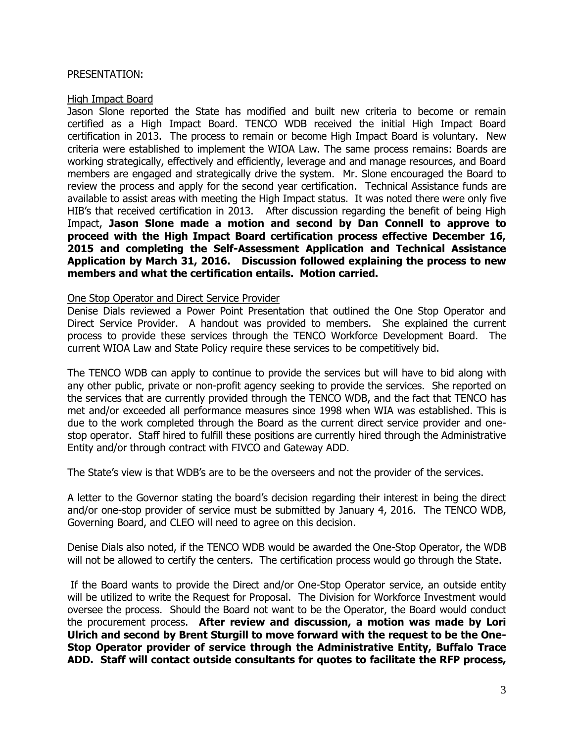PRESENTATION:

High Impact Board

Jason Slone reported the State has modified and built new criteria to become or remain certified as a High Impact Board. TENCO WDB received the initial High Impact Board certification in 2013. The process to remain or become High Impact Board is voluntary. New criteria were established to implement the WIOA Law. The same process remains: Boards are working strategically, effectively and efficiently, leverage and and manage resources, and Board members are engaged and strategically drive the system. Mr. Slone encouraged the Board to review the process and apply for the second year certification. Technical Assistance funds are available to assist areas with meeting the High Impact status. It was noted there were only five HIB's that received certification in 2013. After discussion regarding the benefit of being High Impact, **Jason Slone made a motion and second by Dan Connell to approve to proceed with the High Impact Board certification process effective December 16, 2015 and completing the Self-Assessment Application and Technical Assistance Application by March 31, 2016. Discussion followed explaining the process to new members and what the certification entails. Motion carried.**

One Stop Operator and Direct Service Provider

Denise Dials reviewed a Power Point Presentation that outlined the One Stop Operator and Direct Service Provider. A handout was provided to members. She explained the current process to provide these services through the TENCO Workforce Development Board. The current WIOA Law and State Policy require these services to be competitively bid.

The TENCO WDB can apply to continue to provide the services but will have to bid along with any other public, private or non-profit agency seeking to provide the services. She reported on the services that are currently provided through the TENCO WDB, and the fact that TENCO has met and/or exceeded all performance measures since 1998 when WIA was established. This is due to the work completed through the Board as the current direct service provider and one-stop operator. Staff hired to fulfill these positions are currently hired through the Administrative Entity and/or through contract with FIVCO and Gateway ADD.

The State's view is that WDB's are to be the overseers and not the provider of the services.

A letter to the Governor stating the board's decision regarding their interest in being the direct and/or one-stop provider of service must be submitted by January 4, 2016. The TENCO WDB, Governing Board, and CLEO will need to agree on this decision.

Denise Dials also noted, if the TENCO WDB would be awarded the One-Stop Operator, the WDB will not be allowed to certify the centers. The certification process would go through the State.

If the Board wants to provide the Direct and/or One-Stop Operator service, an outside entity will be utilized to write the Request for Proposal. The Division for Workforce Investment would oversee the process. Should the Board not want to be the Operator, the Board would conduct the procurement process. **After review and discussion, a motion was made by Lori Ulrich and second by Brent Sturgill to move forward with the request to be the One-Stop Operator provider of service through the Administrative Entity, Buffalo Trace ADD. Staff will contact outside consultants for quotes to facilitate the RFP process,**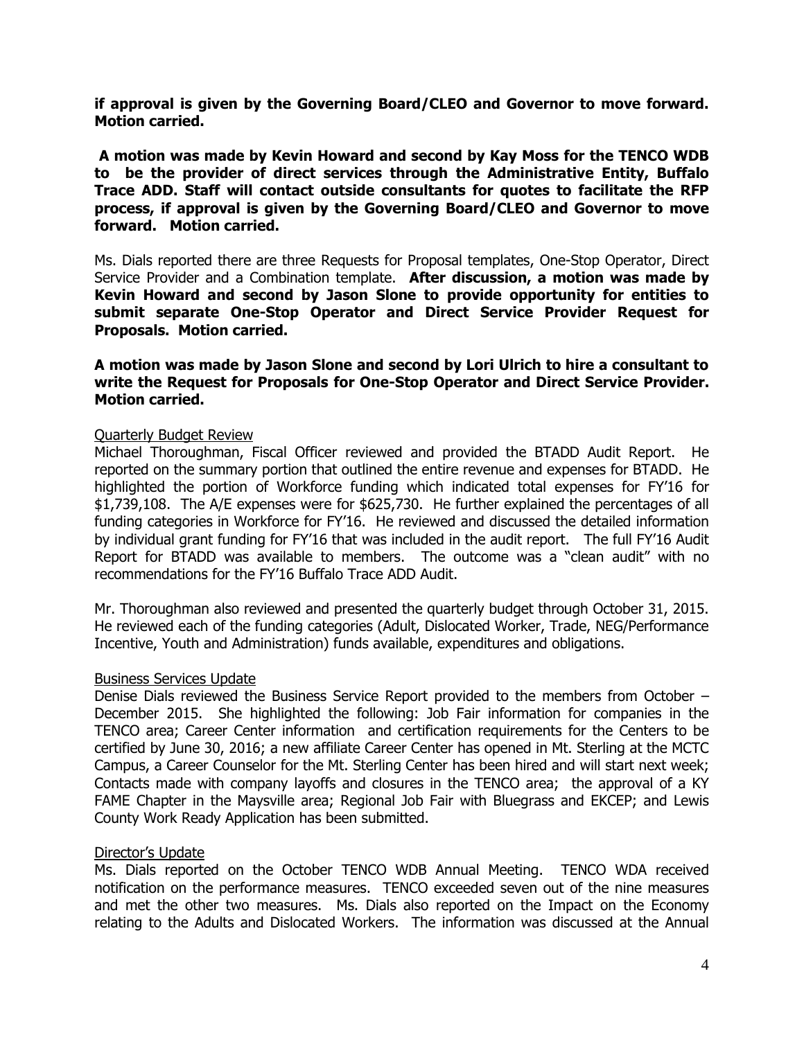**if approval is given by the Governing Board/CLEO and Governor to move forward. Motion carried.**

**A motion was made by Kevin Howard and second by Kay Moss for the TENCO WDB to be the provider of direct services through the Administrative Entity, Buffalo Trace ADD. Staff will contact outside consultants for quotes to facilitate the RFP process, if approval is given by the Governing Board/CLEO and Governor to move forward. Motion carried.**

Ms. Dials reported there are three Requests for Proposal templates, One-Stop Operator, Direct Service Provider and a Combination template. **After discussion, a motion was made by Kevin Howard and second by Jason Slone to provide opportunity for entities to submit separate One-Stop Operator and Direct Service Provider Request for Proposals. Motion carried.**

**A motion was made by Jason Slone and second by Lori Ulrich to hire a consultant to write the Request for Proposals for One-Stop Operator and Direct Service Provider. Motion carried.**

Quarterly Budget Review

Michael Thoroughman, Fiscal Officer reviewed and provided the BTADD Audit Report. He reported on the summary portion that outlined the entire revenue and expenses for BTADD. He highlighted the portion of Workforce funding which indicated total expenses for FY'16 for $1,739,108. The A/E expenses were for $625,730. He further explained the percentages of all funding categories in Workforce for FY'16. He reviewed and discussed the detailed information by individual grant funding for FY'16 that was included in the audit report. The full FY'16 Audit Report for BTADD was available to members. The outcome was a "clean audit" with no recommendations for the FY'16 Buffalo Trace ADD Audit.

Mr. Thoroughman also reviewed and presented the quarterly budget through October 31, 2015. He reviewed each of the funding categories (Adult, Dislocated Worker, Trade, NEG/Performance Incentive, Youth and Administration) funds available, expenditures and obligations.

Business Services Update

Denise Dials reviewed the Business Service Report provided to the members from October – December 2015. She highlighted the following: Job Fair information for companies in the TENCO area; Career Center information and certification requirements for the Centers to be certified by June 30, 2016; a new affiliate Career Center has opened in Mt. Sterling at the MCTC Campus, a Career Counselor for the Mt. Sterling Center has been hired and will start next week; Contacts made with company layoffs and closures in the TENCO area; the approval of a KY FAME Chapter in the Maysville area; Regional Job Fair with Bluegrass and EKCEP; and Lewis County Work Ready Application has been submitted.

Director's Update

Ms. Dials reported on the October TENCO WDB Annual Meeting. TENCO WDA received notification on the performance measures. TENCO exceeded seven out of the nine measures and met the other two measures. Ms. Dials also reported on the Impact on the Economy relating to the Adults and Dislocated Workers. The information was discussed at the Annual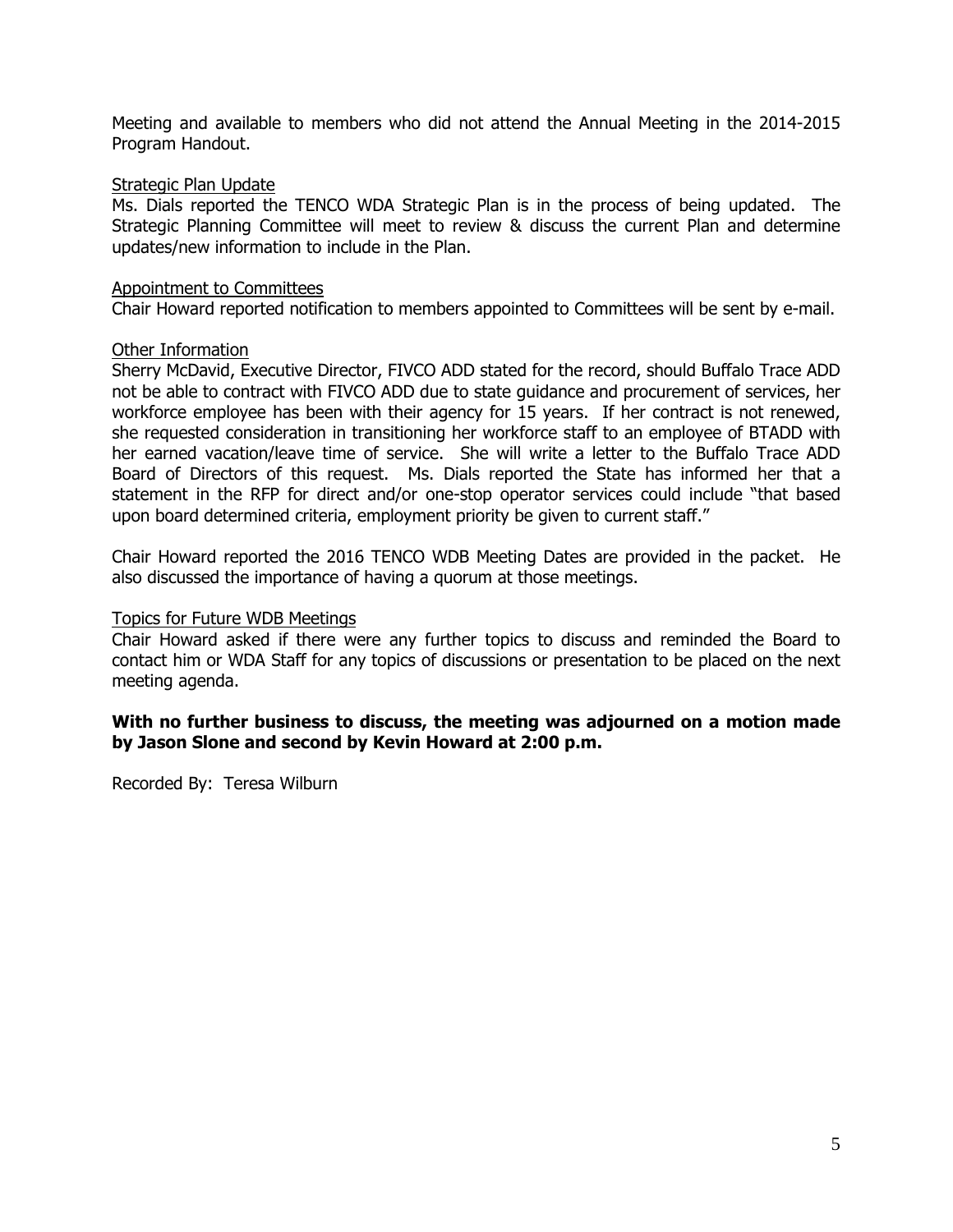Meeting and available to members who did not attend the Annual Meeting in the 2014-2015 Program Handout.

Strategic Plan Update

Ms. Dials reported the TENCO WDA Strategic Plan is in the process of being updated. The Strategic Planning Committee will meet to review & discuss the current Plan and determine updates/new information to include in the Plan.

Appointment to Committees

Chair Howard reported notification to members appointed to Committees will be sent by e-mail.

Other Information

Sherry McDavid, Executive Director, FIVCO ADD stated for the record, should Buffalo Trace ADD not be able to contract with FIVCO ADD due to state guidance and procurement of services, her workforce employee has been with their agency for 15 years. If her contract is not renewed, she requested consideration in transitioning her workforce staff to an employee of BTADD with her earned vacation/leave time of service. She will write a letter to the Buffalo Trace ADD Board of Directors of this request. Ms. Dials reported the State has informed her that a statement in the RFP for direct and/or one-stop operator services could include "that based upon board determined criteria, employment priority be given to current staff."

Chair Howard reported the 2016 TENCO WDB Meeting Dates are provided in the packet. He also discussed the importance of having a quorum at those meetings.

Topics for Future WDB Meetings

Chair Howard asked if there were any further topics to discuss and reminded the Board to contact him or WDA Staff for any topics of discussions or presentation to be placed on the next meeting agenda.

**With no further business to discuss, the meeting was adjourned on a motion made by Jason Slone and second by Kevin Howard at 2:00 p.m.**

Recorded By: Teresa Wilburn